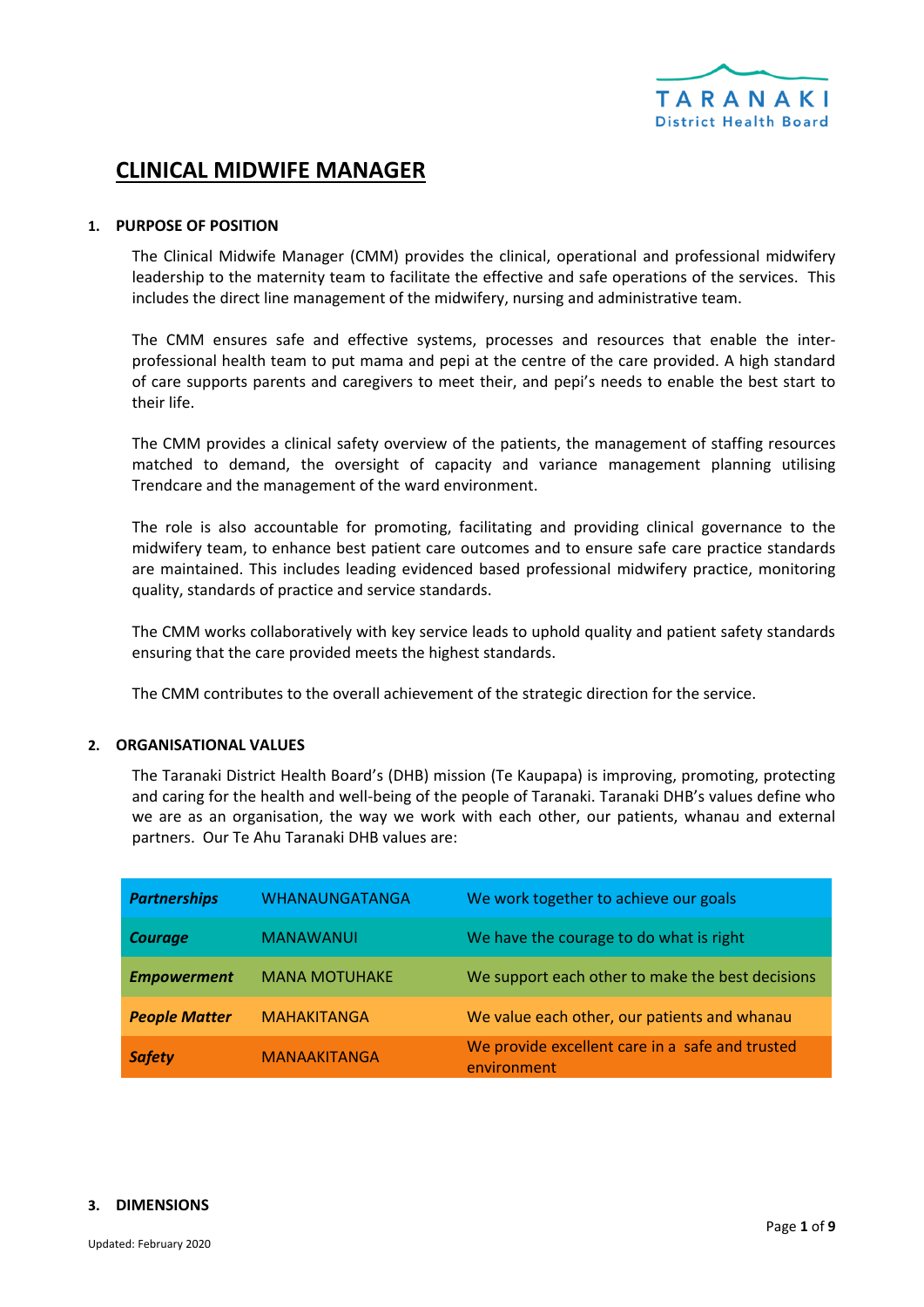# CLINICAL MIDWIFE MANAGER

## 1. PURPOSE OF POSITION

The Clinical Midwife Manager (CMM) provides the clinical, operational and professional midwifery leadership to the maternity team to facilitate the effective and safe operations of the services. This includes the direct line management of the midwifery, nursing and administrative team.

The CMM ensures safe and effective systems, processes and resources that enable the inter-professional health team to put mama and pepi at the centre of the care provided. A high standard of care supports parents and caregivers to meet their, and pepi's needs to enable the best start to their life.

The CMM provides a clinical safety overview of the patients, the management of staffing resources matched to demand, the oversight of capacity and variance management planning utilising Trendcare and the management of the ward environment.

The role is also accountable for promoting, facilitating and providing clinical governance to the midwifery team, to enhance best patient care outcomes and to ensure safe care practice standards are maintained. This includes leading evidenced based professional midwifery practice, monitoring quality, standards of practice and service standards.

The CMM works collaboratively with key service leads to uphold quality and patient safety standards ensuring that the care provided meets the highest standards.

The CMM contributes to the overall achievement of the strategic direction for the service.

## 2. ORGANISATIONAL VALUES

The Taranaki District Health Board's (DHB) mission (Te Kaupapa) is improving, promoting, protecting and caring for the health and well-being of the people of Taranaki. Taranaki DHB's values define who we are as an organisation, the way we work with each other, our patients, whanau and external partners. Our Te Ahu Taranaki DHB values are:

| | | |
|---|---|---|
| ***Partnerships*** | WHANAUNGATANGA | We work together to achieve our goals |
| ***Courage*** | MANAWANUI | We have the courage to do what is right |
| ***Empowerment*** | MANA MOTUHAKE | We support each other to make the best decisions |
| ***People Matter*** | MAHAKITANGA | We value each other, our patients and whanau |
| ***Safety*** | MANAAKITANGA | We provide excellent care in a safe and trusted environment |

## 3. DIMENSIONS

Updated: February 2020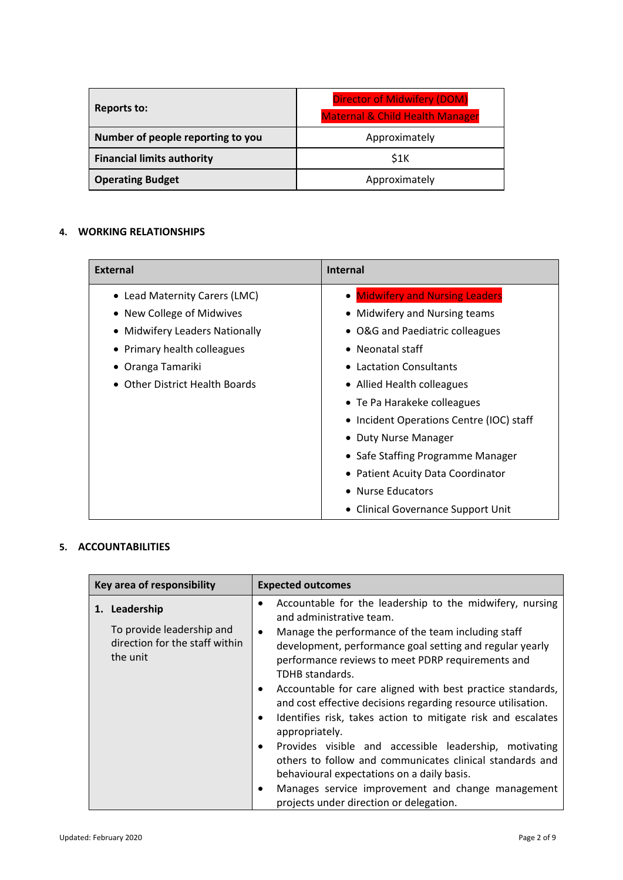| Reports to: | Director of Midwifery (DOM)<br>Maternal & Child Health Manager |
|---|---|
| **Number of people reporting to you** | Approximately |
| **Financial limits authority** | $1K |
| **Operating Budget** | Approximately |

## 4. WORKING RELATIONSHIPS

| External | Internal |
|---|---|
| • Lead Maternity Carers (LMC)<br>• New College of Midwives<br>• Midwifery Leaders Nationally<br>• Primary health colleagues<br>• Oranga Tamariki<br>• Other District Health Boards | • Midwifery and Nursing Leaders<br>• Midwifery and Nursing teams<br>• O&G and Paediatric colleagues<br>• Neonatal staff<br>• Lactation Consultants<br>• Allied Health colleagues<br>• Te Pa Harakeke colleagues<br>• Incident Operations Centre (IOC) staff<br>• Duty Nurse Manager<br>• Safe Staffing Programme Manager<br>• Patient Acuity Data Coordinator<br>• Nurse Educators<br>• Clinical Governance Support Unit |

## 5. ACCOUNTABILITIES

| Key area of responsibility | Expected outcomes |
|---|---|
| **1. Leadership**<br><br>To provide leadership and direction for the staff within the unit | • Accountable for the leadership to the midwifery, nursing and administrative team.<br>• Manage the performance of the team including staff development, performance goal setting and regular yearly performance reviews to meet PDRP requirements and TDHB standards.<br>• Accountable for care aligned with best practice standards, and cost effective decisions regarding resource utilisation.<br>• Identifies risk, takes action to mitigate risk and escalates appropriately.<br>• Provides visible and accessible leadership, motivating others to follow and communicates clinical standards and behavioural expectations on a daily basis.<br>• Manages service improvement and change management projects under direction or delegation. |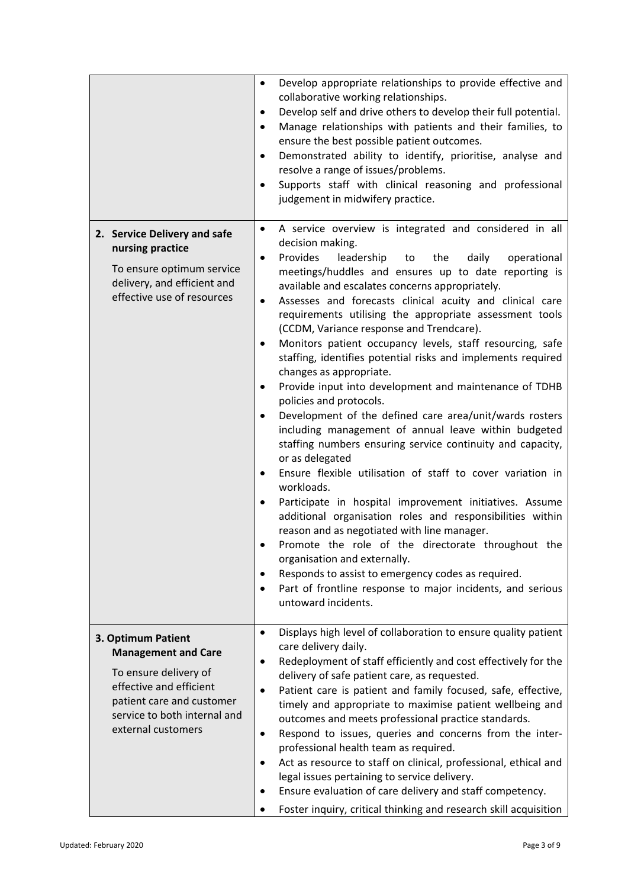| | |
|---|---|
| | • Develop appropriate relationships to provide effective and collaborative working relationships.<br>• Develop self and drive others to develop their full potential.<br>• Manage relationships with patients and their families, to ensure the best possible patient outcomes.<br>• Demonstrated ability to identify, prioritise, analyse and resolve a range of issues/problems.<br>• Supports staff with clinical reasoning and professional judgement in midwifery practice. |
| **2. Service Delivery and safe nursing practice**<br><br>To ensure optimum service delivery, and efficient and effective use of resources | • A service overview is integrated and considered in all decision making.<br>• Provides leadership to the daily operational meetings/huddles and ensures up to date reporting is available and escalates concerns appropriately.<br>• Assesses and forecasts clinical acuity and clinical care requirements utilising the appropriate assessment tools (CCDM, Variance response and Trendcare).<br>• Monitors patient occupancy levels, staff resourcing, safe staffing, identifies potential risks and implements required changes as appropriate.<br>• Provide input into development and maintenance of TDHB policies and protocols.<br>• Development of the defined care area/unit/wards rosters including management of annual leave within budgeted staffing numbers ensuring service continuity and capacity, or as delegated<br>• Ensure flexible utilisation of staff to cover variation in workloads.<br>• Participate in hospital improvement initiatives. Assume additional organisation roles and responsibilities within reason and as negotiated with line manager.<br>• Promote the role of the directorate throughout the organisation and externally.<br>• Responds to assist to emergency codes as required.<br>• Part of frontline response to major incidents, and serious untoward incidents. |
| **3. Optimum Patient Management and Care**<br><br>To ensure delivery of effective and efficient patient care and customer service to both internal and external customers | • Displays high level of collaboration to ensure quality patient care delivery daily.<br>• Redeployment of staff efficiently and cost effectively for the delivery of safe patient care, as requested.<br>• Patient care is patient and family focused, safe, effective, timely and appropriate to maximise patient wellbeing and outcomes and meets professional practice standards.<br>• Respond to issues, queries and concerns from the inter-professional health team as required.<br>• Act as resource to staff on clinical, professional, ethical and legal issues pertaining to service delivery.<br>• Ensure evaluation of care delivery and staff competency.<br>• Foster inquiry, critical thinking and research skill acquisition |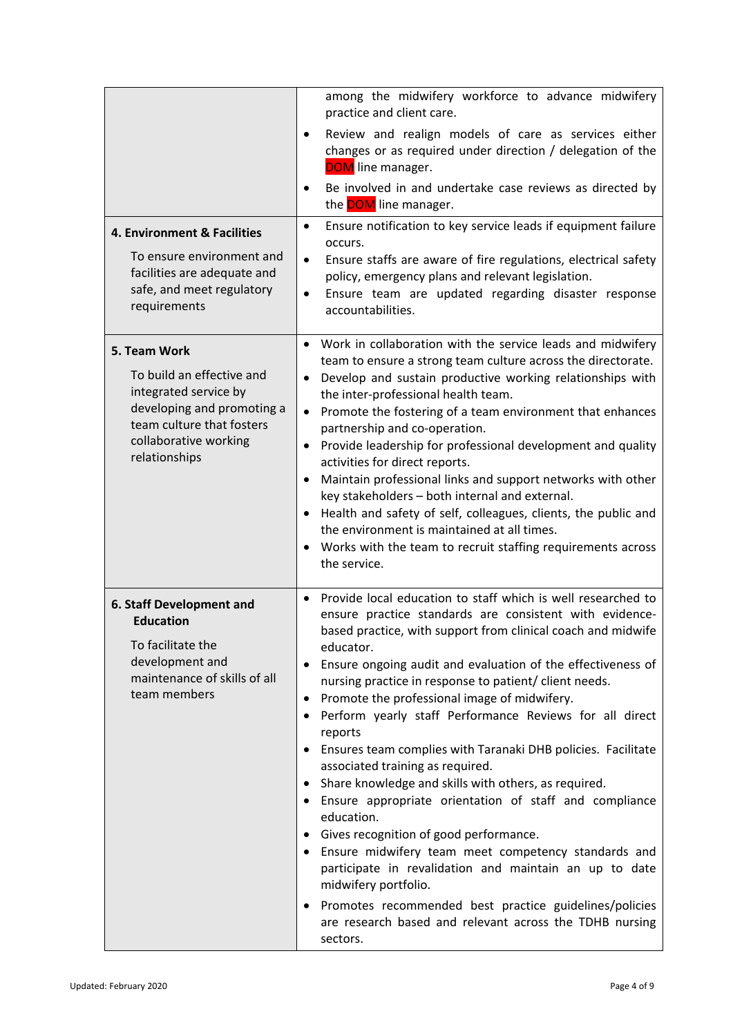| | |
|---|---|
| | among the midwifery workforce to advance midwifery practice and client care.<br>• Review and realign models of care as services either changes or as required under direction / delegation of the DOM line manager.<br>• Be involved in and undertake case reviews as directed by the DOM line manager. |
| **4. Environment & Facilities**<br>To ensure environment and facilities are adequate and safe, and meet regulatory requirements | • Ensure notification to key service leads if equipment failure occurs.<br>• Ensure staffs are aware of fire regulations, electrical safety policy, emergency plans and relevant legislation.<br>• Ensure team are updated regarding disaster response accountabilities. |
| **5. Team Work**<br>To build an effective and integrated service by developing and promoting a team culture that fosters collaborative working relationships | • Work in collaboration with the service leads and midwifery team to ensure a strong team culture across the directorate.<br>• Develop and sustain productive working relationships with the inter-professional health team.<br>• Promote the fostering of a team environment that enhances partnership and co-operation.<br>• Provide leadership for professional development and quality activities for direct reports.<br>• Maintain professional links and support networks with other key stakeholders – both internal and external.<br>• Health and safety of self, colleagues, clients, the public and the environment is maintained at all times.<br>• Works with the team to recruit staffing requirements across the service. |
| **6. Staff Development and Education**<br>To facilitate the development and maintenance of skills of all team members | • Provide local education to staff which is well researched to ensure practice standards are consistent with evidence-based practice, with support from clinical coach and midwife educator.<br>• Ensure ongoing audit and evaluation of the effectiveness of nursing practice in response to patient/ client needs.<br>• Promote the professional image of midwifery.<br>• Perform yearly staff Performance Reviews for all direct reports<br>• Ensures team complies with Taranaki DHB policies. Facilitate associated training as required.<br>• Share knowledge and skills with others, as required.<br>• Ensure appropriate orientation of staff and compliance education.<br>• Gives recognition of good performance.<br>• Ensure midwifery team meet competency standards and participate in revalidation and maintain an up to date midwifery portfolio.<br>• Promotes recommended best practice guidelines/policies are research based and relevant across the TDHB nursing sectors. |

Updated: February 2020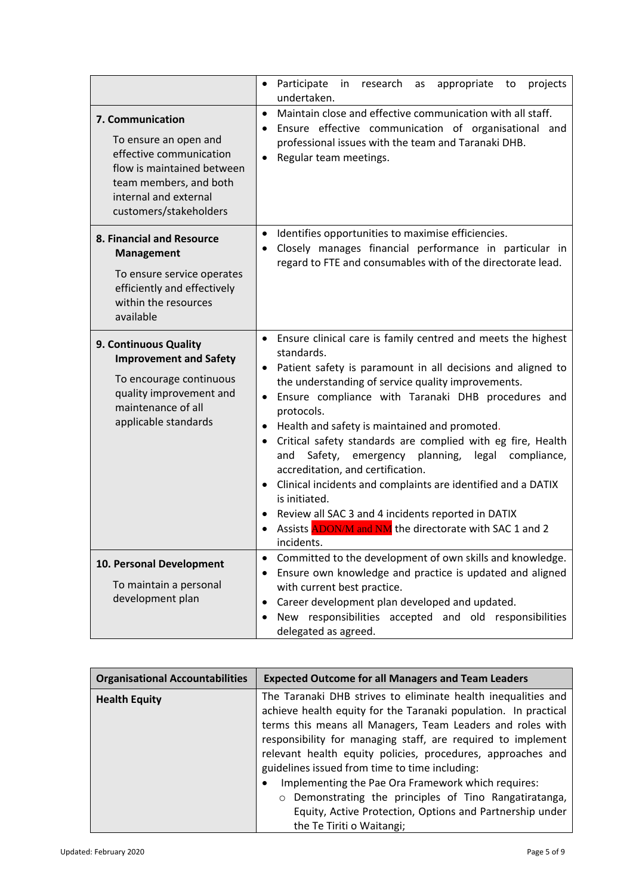| | |
|---|---|
| | • Participate in research as appropriate to projects undertaken. |
| **7. Communication**<br><br>To ensure an open and effective communication flow is maintained between team members, and both internal and external customers/stakeholders | • Maintain close and effective communication with all staff.<br>• Ensure effective communication of organisational and professional issues with the team and Taranaki DHB.<br>• Regular team meetings. |
| **8. Financial and Resource Management**<br><br>To ensure service operates efficiently and effectively within the resources available | • Identifies opportunities to maximise efficiencies.<br>• Closely manages financial performance in particular in regard to FTE and consumables with of the directorate lead. |
| **9. Continuous Quality Improvement and Safety**<br><br>To encourage continuous quality improvement and maintenance of all applicable standards | • Ensure clinical care is family centred and meets the highest standards.<br>• Patient safety is paramount in all decisions and aligned to the understanding of service quality improvements.<br>• Ensure compliance with Taranaki DHB procedures and protocols.<br>• Health and safety is maintained and promoted.<br>• Critical safety standards are complied with eg fire, Health and Safety, emergency planning, legal compliance, accreditation, and certification.<br>• Clinical incidents and complaints are identified and a DATIX is initiated.<br>• Review all SAC 3 and 4 incidents reported in DATIX<br>• Assists ADON/M and NM the directorate with SAC 1 and 2 incidents. |
| **10. Personal Development**<br><br>To maintain a personal development plan | • Committed to the development of own skills and knowledge.<br>• Ensure own knowledge and practice is updated and aligned with current best practice.<br>• Career development plan developed and updated.<br>• New responsibilities accepted and old responsibilities delegated as agreed. |

| Organisational Accountabilities | Expected Outcome for all Managers and Team Leaders |
|---|---|
| **Health Equity** | The Taranaki DHB strives to eliminate health inequalities and achieve health equity for the Taranaki population. In practical terms this means all Managers, Team Leaders and roles with responsibility for managing staff, are required to implement relevant health equity policies, procedures, approaches and guidelines issued from time to time including:<br>• Implementing the Pae Ora Framework which requires:<br>&nbsp;&nbsp;&nbsp;&nbsp;○ Demonstrating the principles of Tino Rangatiratanga, Equity, Active Protection, Options and Partnership under the Te Tiriti o Waitangi; |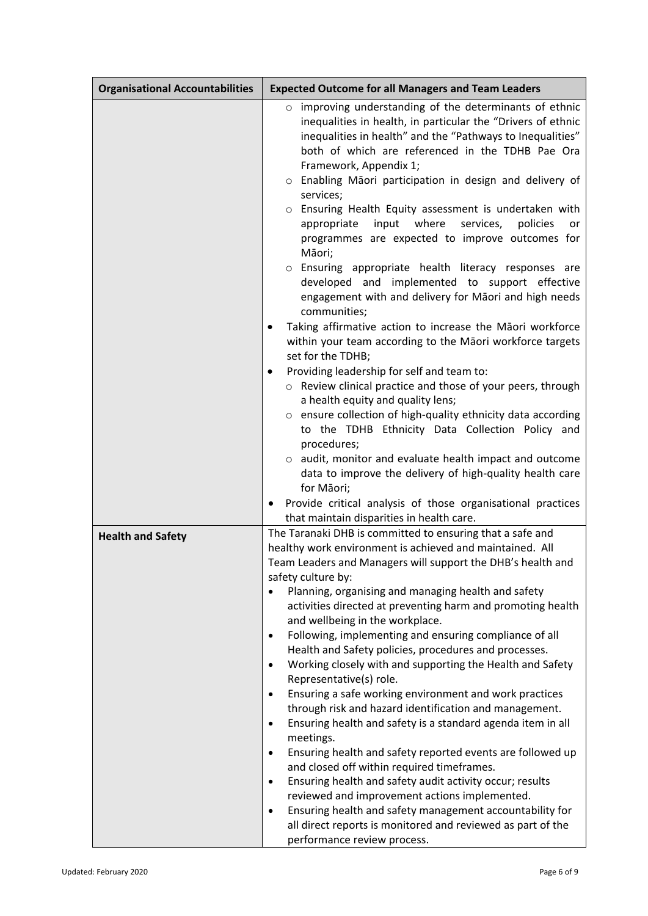| Organisational Accountabilities | Expected Outcome for all Managers and Team Leaders |
|---|---|
| | ○ improving understanding of the determinants of ethnic inequalities in health, in particular the "Drivers of ethnic inequalities in health" and the "Pathways to Inequalities" both of which are referenced in the TDHB Pae Ora Framework, Appendix 1;<br>○ Enabling Māori participation in design and delivery of services;<br>○ Ensuring Health Equity assessment is undertaken with appropriate input where services, policies or programmes are expected to improve outcomes for Māori;<br>○ Ensuring appropriate health literacy responses are developed and implemented to support effective engagement with and delivery for Māori and high needs communities;<br>• Taking affirmative action to increase the Māori workforce within your team according to the Māori workforce targets set for the TDHB;<br>• Providing leadership for self and team to:<br>○ Review clinical practice and those of your peers, through a health equity and quality lens;<br>○ ensure collection of high-quality ethnicity data according to the TDHB Ethnicity Data Collection Policy and procedures;<br>○ audit, monitor and evaluate health impact and outcome data to improve the delivery of high-quality health care for Māori;<br>• Provide critical analysis of those organisational practices that maintain disparities in health care. |
| **Health and Safety** | The Taranaki DHB is committed to ensuring that a safe and healthy work environment is achieved and maintained. All Team Leaders and Managers will support the DHB's health and safety culture by:<br>• Planning, organising and managing health and safety activities directed at preventing harm and promoting health and wellbeing in the workplace.<br>• Following, implementing and ensuring compliance of all Health and Safety policies, procedures and processes.<br>• Working closely with and supporting the Health and Safety Representative(s) role.<br>• Ensuring a safe working environment and work practices through risk and hazard identification and management.<br>• Ensuring health and safety is a standard agenda item in all meetings.<br>• Ensuring health and safety reported events are followed up and closed off within required timeframes.<br>• Ensuring health and safety audit activity occur; results reviewed and improvement actions implemented.<br>• Ensuring health and safety management accountability for all direct reports is monitored and reviewed as part of the performance review process. |

Updated: February 2020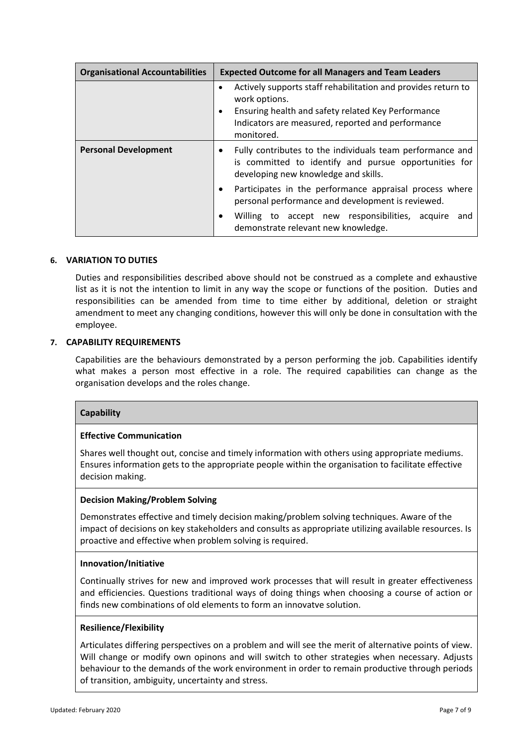| Organisational Accountabilities | Expected Outcome for all Managers and Team Leaders |
| --- | --- |
| | • Actively supports staff rehabilitation and provides return to work options.<br>• Ensuring health and safety related Key Performance Indicators are measured, reported and performance monitored. |
| **Personal Development** | • Fully contributes to the individuals team performance and is committed to identify and pursue opportunities for developing new knowledge and skills.<br>• Participates in the performance appraisal process where personal performance and development is reviewed.<br>• Willing to accept new responsibilities, acquire and demonstrate relevant new knowledge. |

## 6. VARIATION TO DUTIES

Duties and responsibilities described above should not be construed as a complete and exhaustive list as it is not the intention to limit in any way the scope or functions of the position. Duties and responsibilities can be amended from time to time either by additional, deletion or straight amendment to meet any changing conditions, however this will only be done in consultation with the employee.

## 7. CAPABILITY REQUIREMENTS

Capabilities are the behaviours demonstrated by a person performing the job. Capabilities identify what makes a person most effective in a role. The required capabilities can change as the organisation develops and the roles change.

| Capability |
| --- |
| **Effective Communication**<br><br>Shares well thought out, concise and timely information with others using appropriate mediums. Ensures information gets to the appropriate people within the organisation to facilitate effective decision making. |
| **Decision Making/Problem Solving**<br><br>Demonstrates effective and timely decision making/problem solving techniques. Aware of the impact of decisions on key stakeholders and consults as appropriate utilizing available resources. Is proactive and effective when problem solving is required. |
| **Innovation/Initiative**<br><br>Continually strives for new and improved work processes that will result in greater effectiveness and efficiencies. Questions traditional ways of doing things when choosing a course of action or finds new combinations of old elements to form an innovatve solution. |
| **Resilience/Flexibility**<br><br>Articulates differing perspectives on a problem and will see the merit of alternative points of view. Will change or modify own opinons and will switch to other strategies when necessary. Adjusts behaviour to the demands of the work environment in order to remain productive through periods of transition, ambiguity, uncertainty and stress. |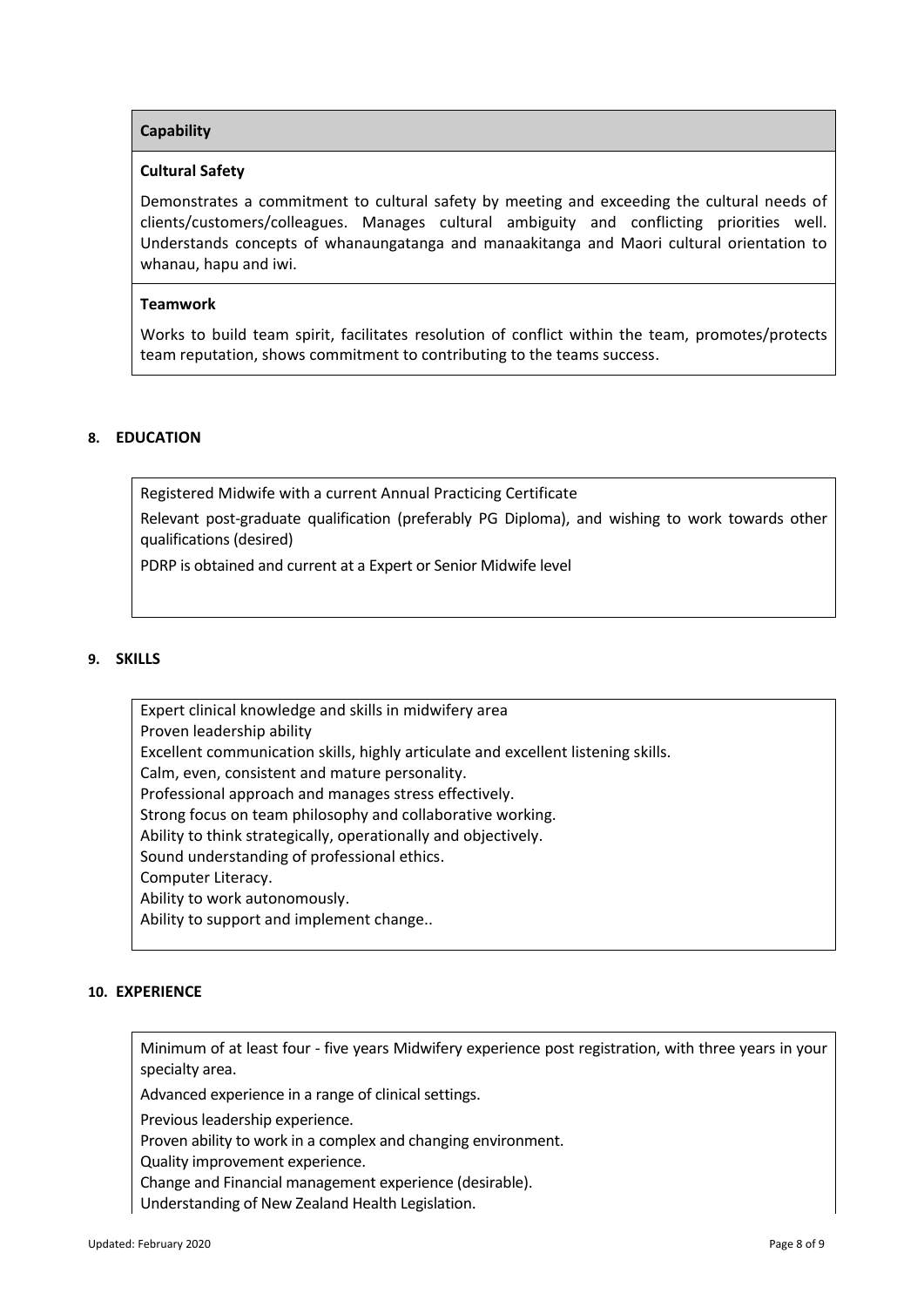| Capability |
| --- |
| **Cultural Safety**<br><br>Demonstrates a commitment to cultural safety by meeting and exceeding the cultural needs of clients/customers/colleagues. Manages cultural ambiguity and conflicting priorities well. Understands concepts of whanaungatanga and manaakitanga and Maori cultural orientation to whanau, hapu and iwi. |
| **Teamwork**<br><br>Works to build team spirit, facilitates resolution of conflict within the team, promotes/protects team reputation, shows commitment to contributing to the teams success. |

## 8. EDUCATION

Registered Midwife with a current Annual Practicing Certificate

Relevant post-graduate qualification (preferably PG Diploma), and wishing to work towards other qualifications (desired)

PDRP is obtained and current at a Expert or Senior Midwife level

## 9. SKILLS

Expert clinical knowledge and skills in midwifery area
Proven leadership ability
Excellent communication skills, highly articulate and excellent listening skills.
Calm, even, consistent and mature personality.
Professional approach and manages stress effectively.
Strong focus on team philosophy and collaborative working.
Ability to think strategically, operationally and objectively.
Sound understanding of professional ethics.
Computer Literacy.
Ability to work autonomously.
Ability to support and implement change..

## 10. EXPERIENCE

Minimum of at least four - five years Midwifery experience post registration, with three years in your specialty area.

Advanced experience in a range of clinical settings.

Previous leadership experience.
Proven ability to work in a complex and changing environment.
Quality improvement experience.
Change and Financial management experience (desirable).
Understanding of New Zealand Health Legislation.

Updated: February 2020